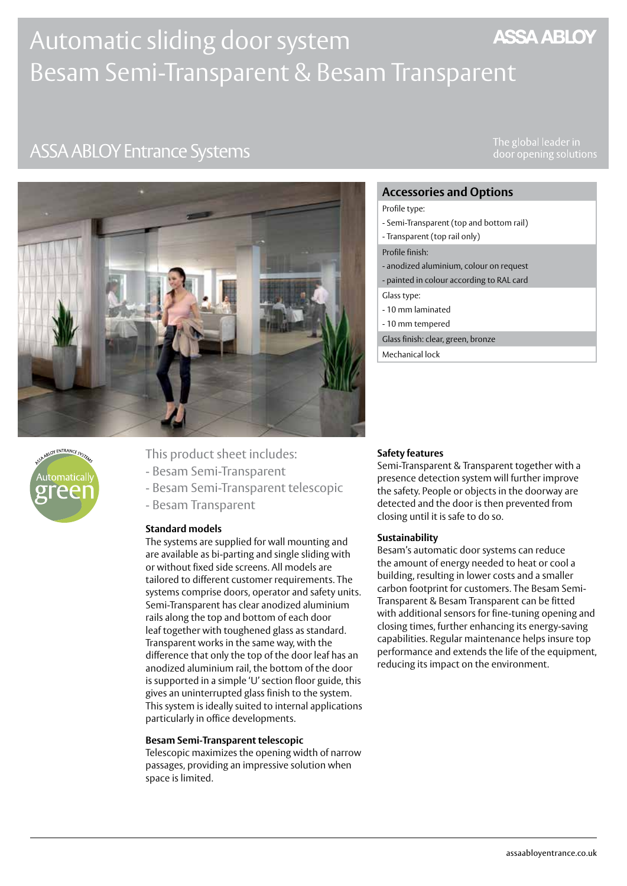# Automatic sliding door system Besam Semi-Transparent & Besam Transparent

ASSA ABLOY

## ASSA ABLOY Entrance Systems

The global leader in door opening solutions

| Accessories and Options |
|---|
| Profile type: |
| - Semi-Transparent (top and bottom rail) |
| - Transparent (top rail only) |
| Profile finish: |
| - anodized aluminium, colour on request |
| - painted in colour according to RAL card |
| Glass type: |
| - 10 mm laminated |
| - 10 mm tempered |
| Glass finish: clear, green, bronze |
| Mechanical lock |

ASSA ABLOY ENTRANCE SYSTEMS Automatically green

This product sheet includes:
- Besam Semi-Transparent
- Besam Semi-Transparent telescopic
- Besam Transparent

### Standard models

The systems are supplied for wall mounting and are available as bi-parting and single sliding with or without fixed side screens. All models are tailored to different customer requirements. The systems comprise doors, operator and safety units. Semi-Transparent has clear anodized aluminium rails along the top and bottom of each door leaf together with toughened glass as standard. Transparent works in the same way, with the difference that only the top of the door leaf has an anodized aluminium rail, the bottom of the door is supported in a simple 'U' section floor guide, this gives an uninterrupted glass finish to the system. This system is ideally suited to internal applications particularly in office developments.

### Besam Semi-Transparent telescopic

Telescopic maximizes the opening width of narrow passages, providing an impressive solution when space is limited.

### Safety features

Semi-Transparent & Transparent together with a presence detection system will further improve the safety. People or objects in the doorway are detected and the door is then prevented from closing until it is safe to do so.

### Sustainability

Besam's automatic door systems can reduce the amount of energy needed to heat or cool a building, resulting in lower costs and a smaller carbon footprint for customers. The Besam Semi-Transparent & Besam Transparent can be fitted with additional sensors for fine-tuning opening and closing times, further enhancing its energy-saving capabilities. Regular maintenance helps insure top performance and extends the life of the equipment, reducing its impact on the environment.

assaabloyentrance.co.uk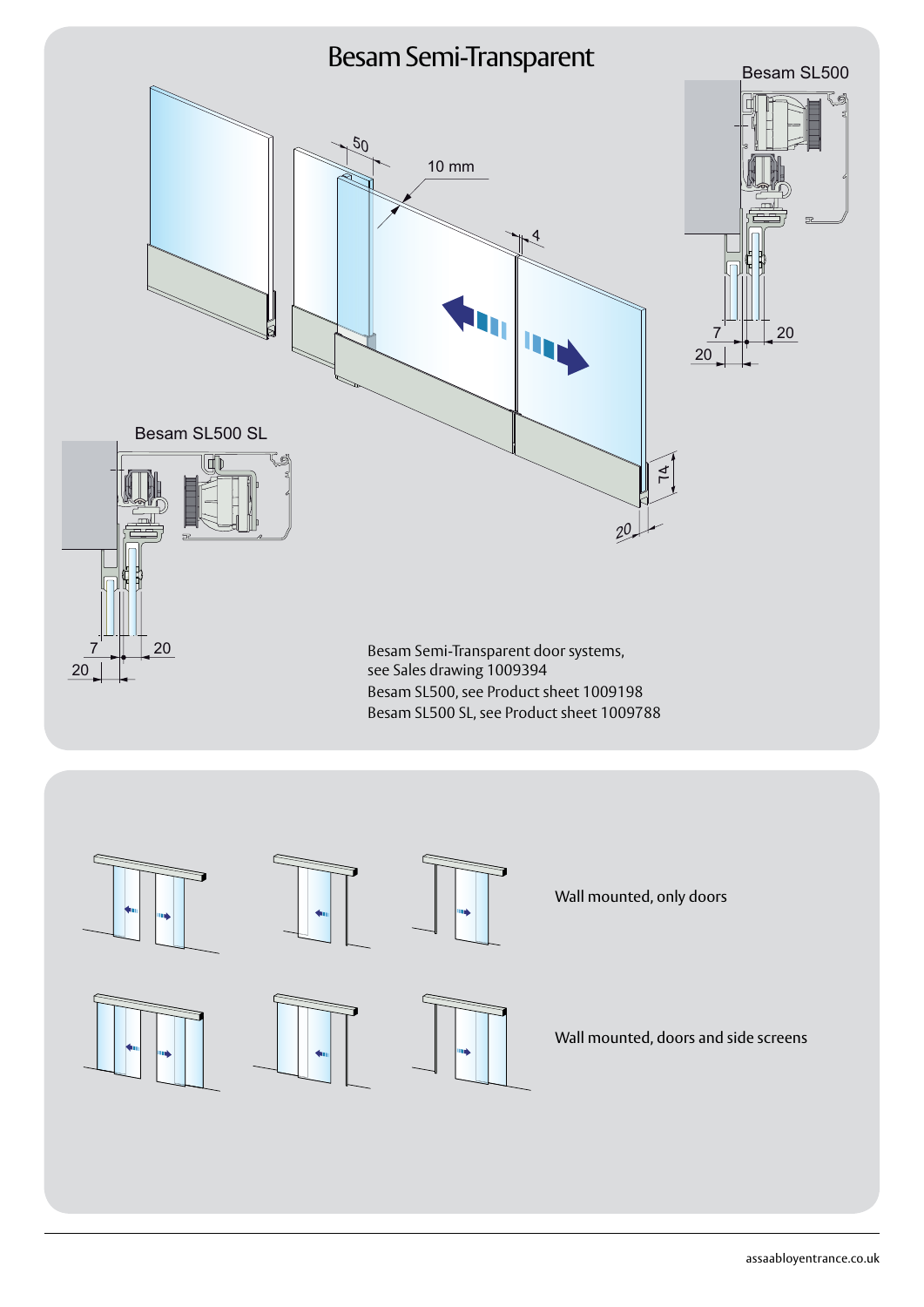# Besam Semi-Transparent

Besam SL500

Besam SL500 SL

Besam Semi-Transparent door systems, see Sales drawing 1009394

Besam SL500, see Product sheet 1009198

Besam SL500 SL, see Product sheet 1009788

Wall mounted, only doors

Wall mounted, doors and side screens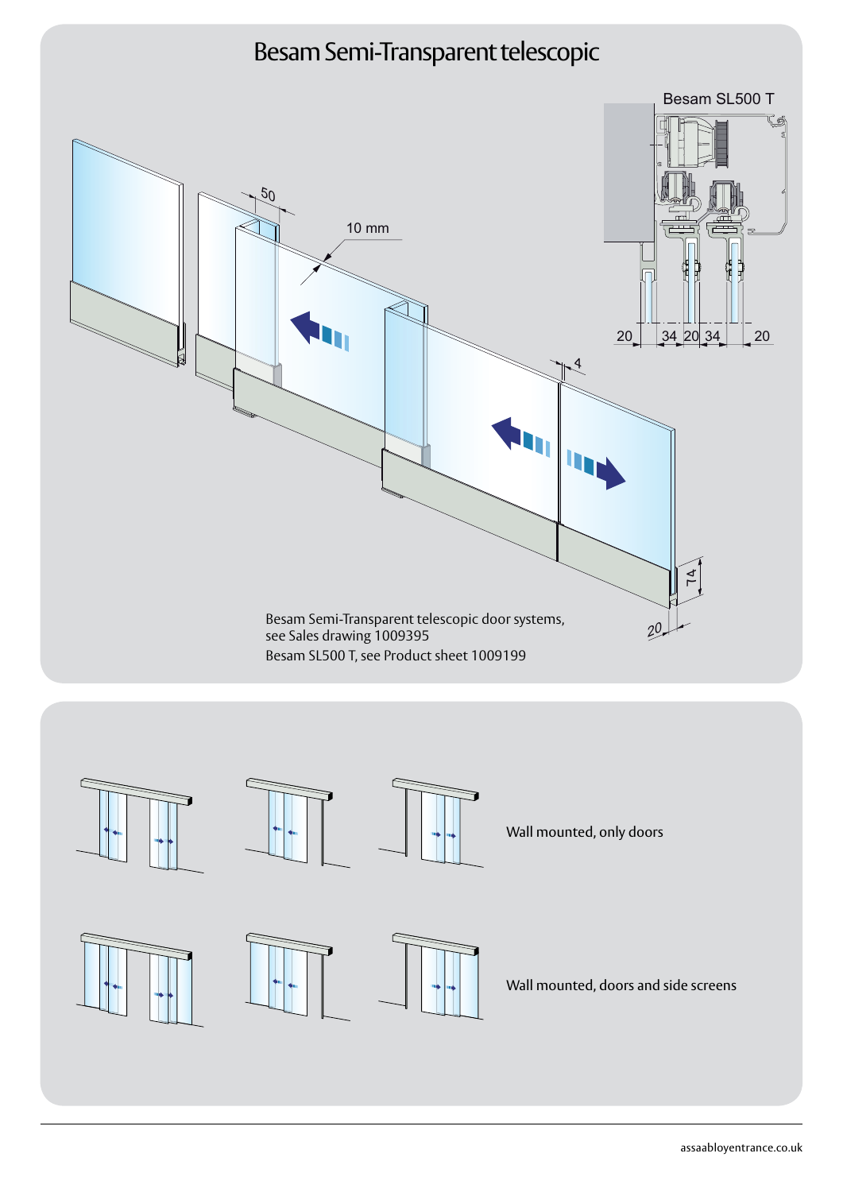# Besam Semi-Transparent telescopic

Besam SL500 T

Besam Semi-Transparent telescopic door systems, see Sales drawing 1009395

Besam SL500 T, see Product sheet 1009199

Wall mounted, only doors

Wall mounted, doors and side screens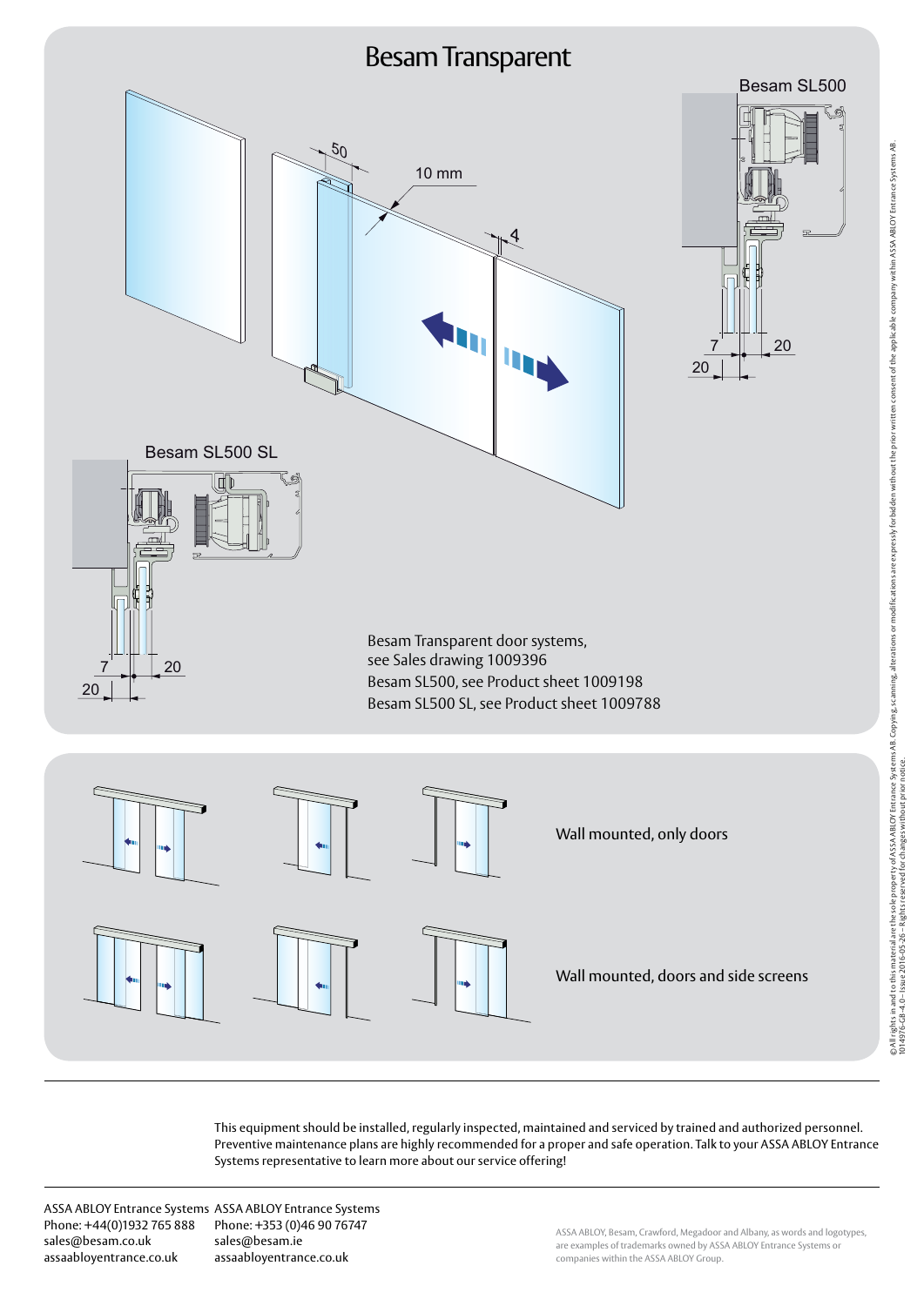# Besam Transparent

Besam SL500

50

10 mm

4

7

20

20

Besam SL500 SL

7

20

20

Besam Transparent door systems, see Sales drawing 1009396

Besam SL500, see Product sheet 1009198

Besam SL500 SL, see Product sheet 1009788

Wall mounted, only doors

Wall mounted, doors and side screens

This equipment should be installed, regularly inspected, maintained and serviced by trained and authorized personnel. Preventive maintenance plans are highly recommended for a proper and safe operation. Talk to your ASSA ABLOY Entrance Systems representative to learn more about our service offering!

ASSA ABLOY Entrance Systems
Phone: +44(0)1932 765 888
sales@besam.co.uk
assaabloyentrance.co.uk

ASSA ABLOY Entrance Systems
Phone: +353 (0)46 90 76747
sales@besam.ie
assaabloyentrance.co.uk

ASSA ABLOY, Besam, Crawford, Megadoor and Albany, as words and logotypes, are examples of trademarks owned by ASSA ABLOY Entrance Systems or companies within the ASSA ABLOY Group.

© All rights in and to this material are the sole property of ASSA ABLOY Entrance Systems AB. Copying, scanning, alterations or modifications are expressly forbidden without the prior written consent of the applicable company within ASSA ABLOY Entrance Systems AB. 1014976-GB-4.0 – Issue 2016-05-26 – Rights reserved for changes without prior notice.